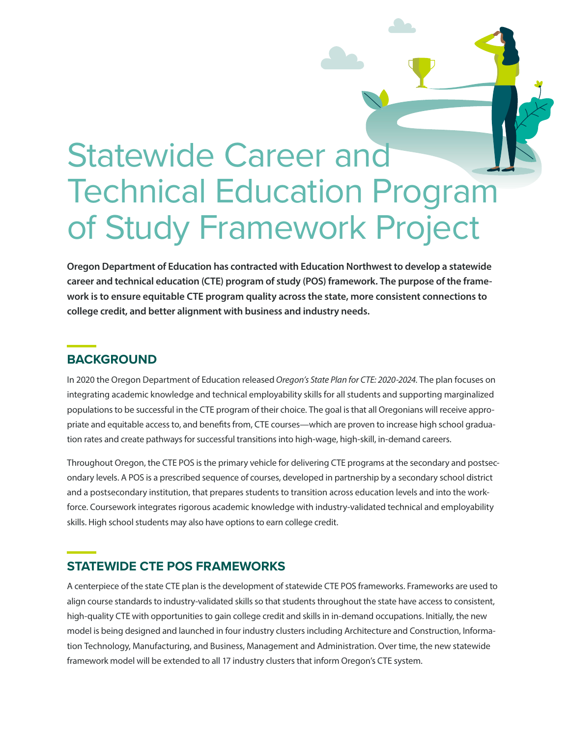# Statewide Career and Technical Education Program of Study Framework Project

**Oregon Department of Education has contracted with Education Northwest to develop a statewide career and technical education (CTE) program of study (POS) framework. The purpose of the framework is to ensure equitable CTE program quality across the state, more consistent connections to college credit, and better alignment with business and industry needs.**

## BACKGROUND

In 2020 the Oregon Department of Education released *Oregon's State Plan for CTE: 2020-2024.* The plan focuses on integrating academic knowledge and technical employability skills for all students and supporting marginalized populations to be successful in the CTE program of their choice. The goal is that all Oregonians will receive appropriate and equitable access to, and benefits from, CTE courses—which are proven to increase high school graduation rates and create pathways for successful transitions into high-wage, high-skill, in-demand careers.

Throughout Oregon, the CTE POS is the primary vehicle for delivering CTE programs at the secondary and postsecondary levels. A POS is a prescribed sequence of courses, developed in partnership by a secondary school district and a postsecondary institution, that prepares students to transition across education levels and into the workforce. Coursework integrates rigorous academic knowledge with industry-validated technical and employability skills. High school students may also have options to earn college credit.

## STATEWIDE CTE POS FRAMEWORKS

A centerpiece of the state CTE plan is the development of statewide CTE POS frameworks. Frameworks are used to align course standards to industry-validated skills so that students throughout the state have access to consistent, high-quality CTE with opportunities to gain college credit and skills in in-demand occupations. Initially, the new model is being designed and launched in four industry clusters including Architecture and Construction, Information Technology, Manufacturing, and Business, Management and Administration. Over time, the new statewide framework model will be extended to all 17 industry clusters that inform Oregon's CTE system.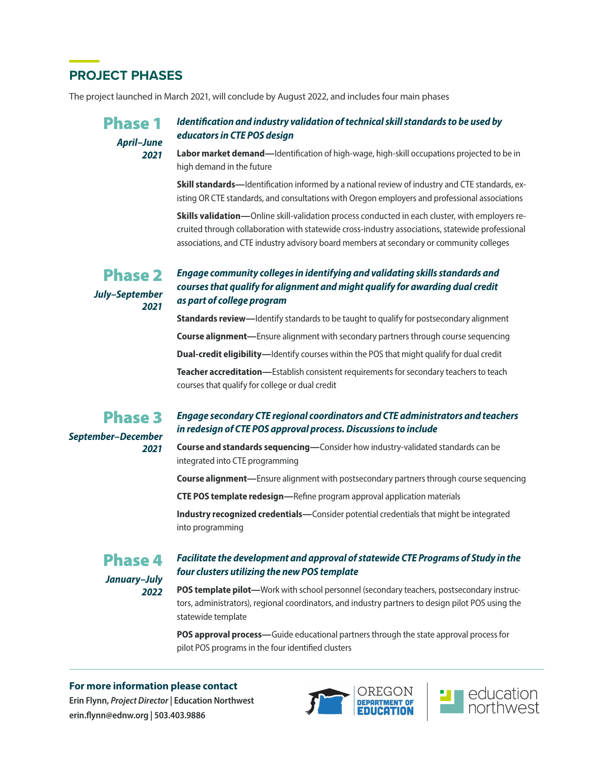## PROJECT PHASES

The project launched in March 2021, will conclude by August 2022, and includes four main phases

### Phase 1

***April–June 2021***

***Identification and industry validation of technical skill standards to be used by educators in CTE POS design***

**Labor market demand—**Identification of high-wage, high-skill occupations projected to be in high demand in the future

**Skill standards—**Identification informed by a national review of industry and CTE standards, existing OR CTE standards, and consultations with Oregon employers and professional associations

**Skills validation—**Online skill-validation process conducted in each cluster, with employers recruited through collaboration with statewide cross-industry associations, statewide professional associations, and CTE industry advisory board members at secondary or community colleges

### Phase 2

***July–September 2021***

***Engage community colleges in identifying and validating skills standards and courses that qualify for alignment and might qualify for awarding dual credit as part of college program***

**Standards review—**Identify standards to be taught to qualify for postsecondary alignment

**Course alignment—**Ensure alignment with secondary partners through course sequencing

**Dual-credit eligibility—**Identify courses within the POS that might qualify for dual credit

**Teacher accreditation—**Establish consistent requirements for secondary teachers to teach courses that qualify for college or dual credit

### Phase 3

***September–December 2021***

***Engage secondary CTE regional coordinators and CTE administrators and teachers in redesign of CTE POS approval process. Discussions to include***

**Course and standards sequencing—**Consider how industry-validated standards can be integrated into CTE programming

**Course alignment—**Ensure alignment with postsecondary partners through course sequencing

**CTE POS template redesign—**Refine program approval application materials

**Industry recognized credentials—**Consider potential credentials that might be integrated into programming

### Phase 4

***January–July 2022***

***Facilitate the development and approval of statewide CTE Programs of Study in the four clusters utilizing the new POS template***

**POS template pilot—**Work with school personnel (secondary teachers, postsecondary instructors, administrators), regional coordinators, and industry partners to design pilot POS using the statewide template

**POS approval process—**Guide educational partners through the state approval process for pilot POS programs in the four identified clusters

---

**For more information please contact**

**Erin Flynn,** ***Project Director*** **| Education Northwest**

**erin.flynn@ednw.org | 503.403.9886**

OREGON DEPARTMENT OF EDUCATION

education northwest